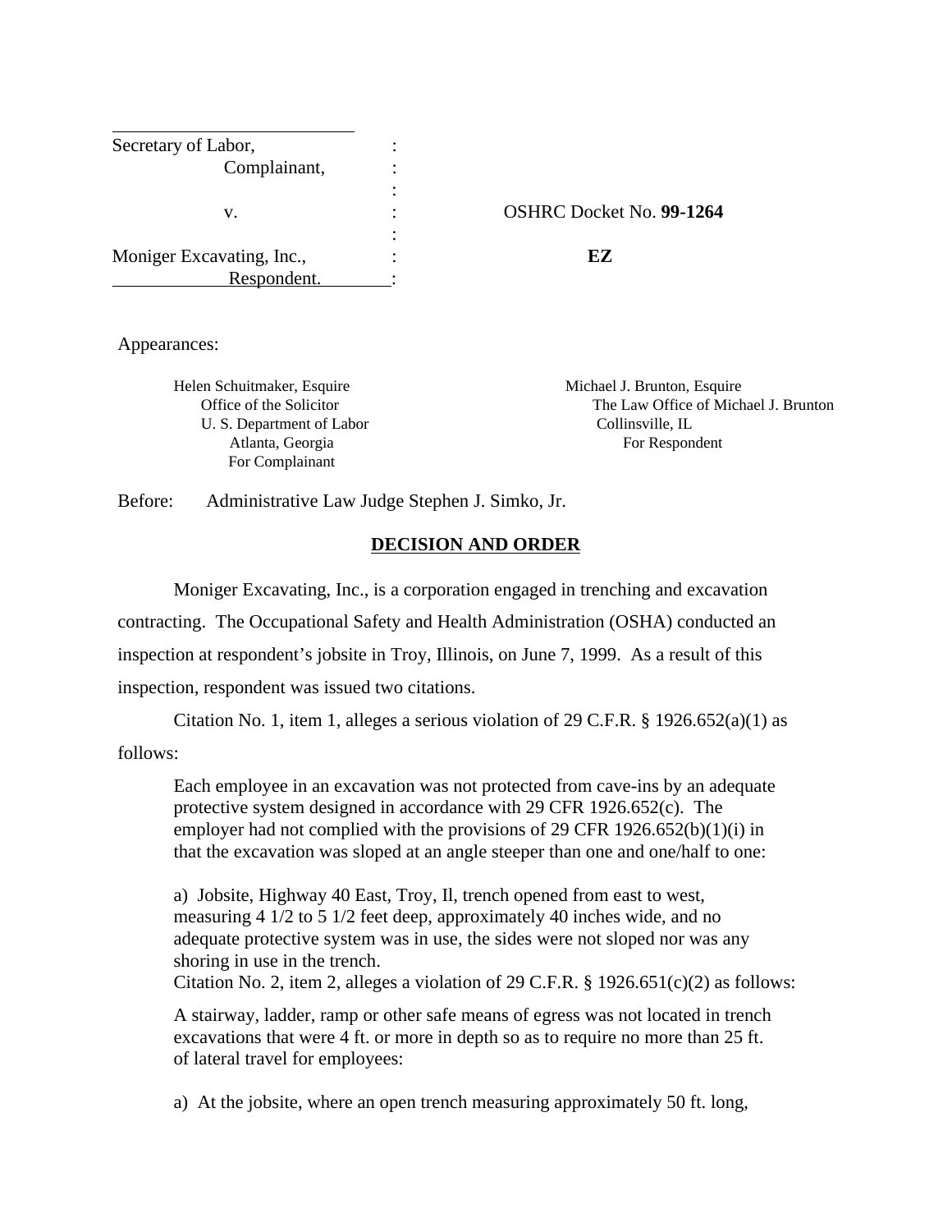| | | |
|---|---|---|
| Secretary of Labor, | : | |
| Complainant, | : | |
| | : | |
| v. | : | OSHRC Docket No. **99-1264** |
| | : | |
| Moniger Excavating, Inc., | : | **EZ** |
| Respondent. | : | |

Appearances:

Helen Schuitmaker, Esquire
Office of the Solicitor
U. S. Department of Labor
Atlanta, Georgia
For Complainant

Michael J. Brunton, Esquire
The Law Office of Michael J. Brunton
Collinsville, IL
For Respondent

Before: Administrative Law Judge Stephen J. Simko, Jr.

## DECISION AND ORDER

Moniger Excavating, Inc., is a corporation engaged in trenching and excavation contracting. The Occupational Safety and Health Administration (OSHA) conducted an inspection at respondent's jobsite in Troy, Illinois, on June 7, 1999. As a result of this inspection, respondent was issued two citations.

Citation No. 1, item 1, alleges a serious violation of 29 C.F.R. § 1926.652(a)(1) as follows:

> Each employee in an excavation was not protected from cave-ins by an adequate protective system designed in accordance with 29 CFR 1926.652(c). The employer had not complied with the provisions of 29 CFR 1926.652(b)(1)(i) in that the excavation was sloped at an angle steeper than one and one/half to one:
>
> a) Jobsite, Highway 40 East, Troy, Il, trench opened from east to west, measuring 4 1/2 to 5 1/2 feet deep, approximately 40 inches wide, and no adequate protective system was in use, the sides were not sloped nor was any shoring in use in the trench.

Citation No. 2, item 2, alleges a violation of 29 C.F.R. § 1926.651(c)(2) as follows:

> A stairway, ladder, ramp or other safe means of egress was not located in trench excavations that were 4 ft. or more in depth so as to require no more than 25 ft. of lateral travel for employees:
>
> a) At the jobsite, where an open trench measuring approximately 50 ft. long,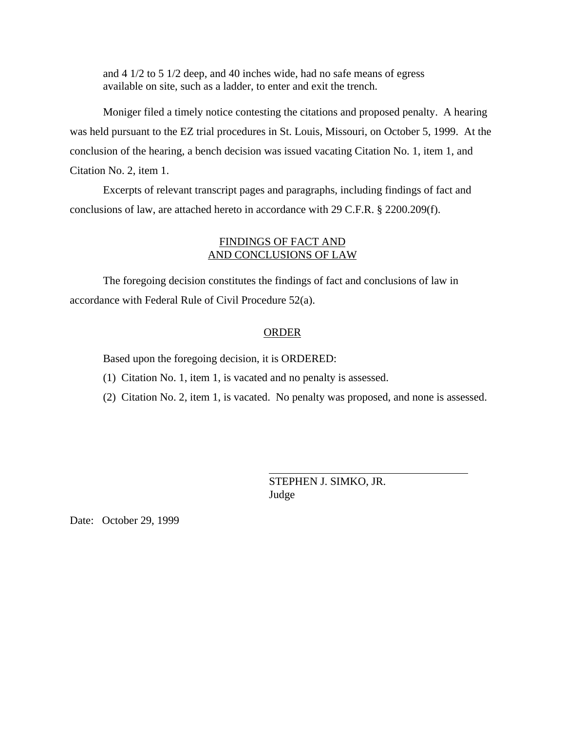and 4 1/2 to 5 1/2 deep, and 40 inches wide, had no safe means of egress available on site, such as a ladder, to enter and exit the trench.

Moniger filed a timely notice contesting the citations and proposed penalty. A hearing was held pursuant to the EZ trial procedures in St. Louis, Missouri, on October 5, 1999. At the conclusion of the hearing, a bench decision was issued vacating Citation No. 1, item 1, and Citation No. 2, item 1.

Excerpts of relevant transcript pages and paragraphs, including findings of fact and conclusions of law, are attached hereto in accordance with 29 C.F.R. § 2200.209(f).

## FINDINGS OF FACT AND AND CONCLUSIONS OF LAW

The foregoing decision constitutes the findings of fact and conclusions of law in accordance with Federal Rule of Civil Procedure 52(a).

## ORDER

Based upon the foregoing decision, it is ORDERED:

(1) Citation No. 1, item 1, is vacated and no penalty is assessed.

(2) Citation No. 2, item 1, is vacated. No penalty was proposed, and none is assessed.

STEPHEN J. SIMKO, JR.
Judge

Date: October 29, 1999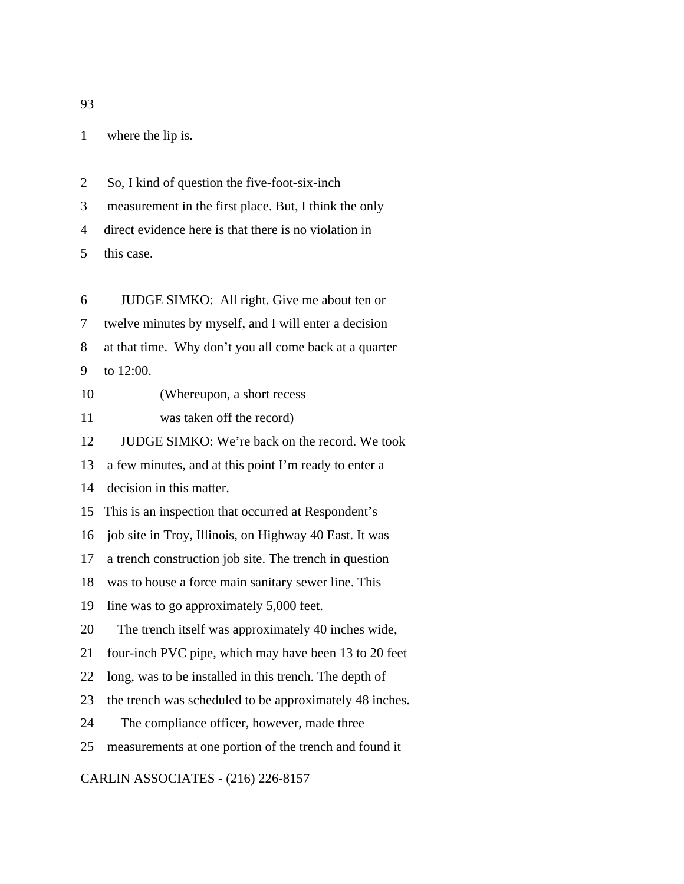1 where the lip is.

2 So, I kind of question the five-foot-six-inch
3 measurement in the first place. But, I think the only
4 direct evidence here is that there is no violation in
5 this case.

6 JUDGE SIMKO: All right. Give me about ten or
7 twelve minutes by myself, and I will enter a decision
8 at that time. Why don't you all come back at a quarter
9 to 12:00.
10 (Whereupon, a short recess
11 was taken off the record)
12 JUDGE SIMKO: We're back on the record. We took
13 a few minutes, and at this point I'm ready to enter a
14 decision in this matter.
15 This is an inspection that occurred at Respondent's
16 job site in Troy, Illinois, on Highway 40 East. It was
17 a trench construction job site. The trench in question
18 was to house a force main sanitary sewer line. This
19 line was to go approximately 5,000 feet.
20 The trench itself was approximately 40 inches wide,
21 four-inch PVC pipe, which may have been 13 to 20 feet
22 long, was to be installed in this trench. The depth of
23 the trench was scheduled to be approximately 48 inches.
24 The compliance officer, however, made three
25 measurements at one portion of the trench and found it

CARLIN ASSOCIATES - (216) 226-8157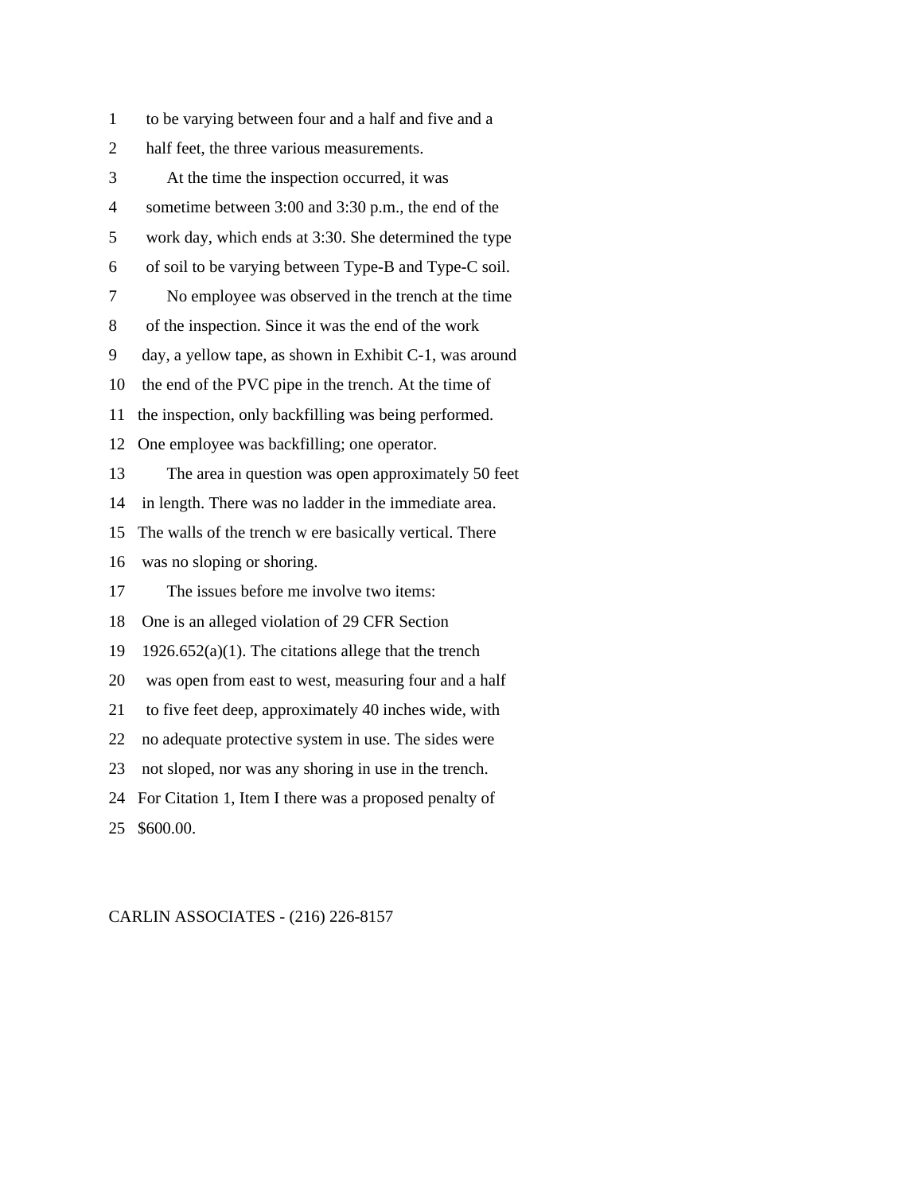to be varying between four and a half and five and a half feet, the three various measurements.

At the time the inspection occurred, it was sometime between 3:00 and 3:30 p.m., the end of the work day, which ends at 3:30. She determined the type of soil to be varying between Type-B and Type-C soil.

No employee was observed in the trench at the time of the inspection. Since it was the end of the work day, a yellow tape, as shown in Exhibit C-1, was around the end of the PVC pipe in the trench. At the time of the inspection, only backfilling was being performed. One employee was backfilling; one operator.

The area in question was open approximately 50 feet in length. There was no ladder in the immediate area. The walls of the trench w ere basically vertical. There was no sloping or shoring.

The issues before me involve two items: One is an alleged violation of 29 CFR Section 1926.652(a)(1). The citations allege that the trench was open from east to west, measuring four and a half to five feet deep, approximately 40 inches wide, with no adequate protective system in use. The sides were not sloped, nor was any shoring in use in the trench. For Citation 1, Item I there was a proposed penalty of $600.00.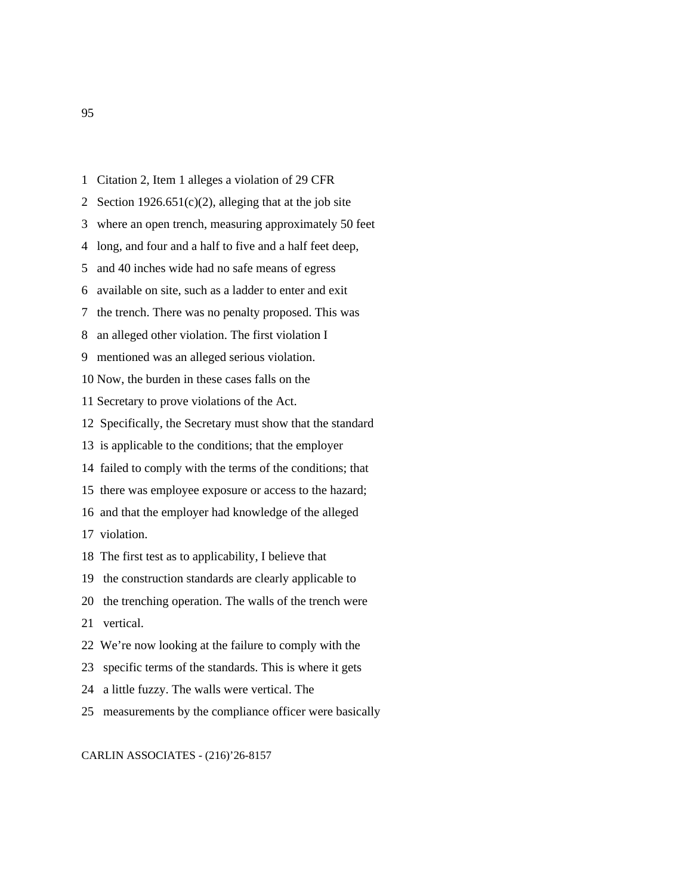1 Citation 2, Item 1 alleges a violation of 29 CFR
2 Section 1926.651(c)(2), alleging that at the job site
3 where an open trench, measuring approximately 50 feet
4 long, and four and a half to five and a half feet deep,
5 and 40 inches wide had no safe means of egress
6 available on site, such as a ladder to enter and exit
7 the trench. There was no penalty proposed. This was
8 an alleged other violation. The first violation I
9 mentioned was an alleged serious violation.
10 Now, the burden in these cases falls on the
11 Secretary to prove violations of the Act.
12 Specifically, the Secretary must show that the standard
13 is applicable to the conditions; that the employer
14 failed to comply with the terms of the conditions; that
15 there was employee exposure or access to the hazard;
16 and that the employer had knowledge of the alleged
17 violation.
18 The first test as to applicability, I believe that
19 the construction standards are clearly applicable to
20 the trenching operation. The walls of the trench were
21 vertical.
22 We're now looking at the failure to comply with the
23 specific terms of the standards. This is where it gets
24 a little fuzzy. The walls were vertical. The
25 measurements by the compliance officer were basically

CARLIN ASSOCIATES - (216)'26-8157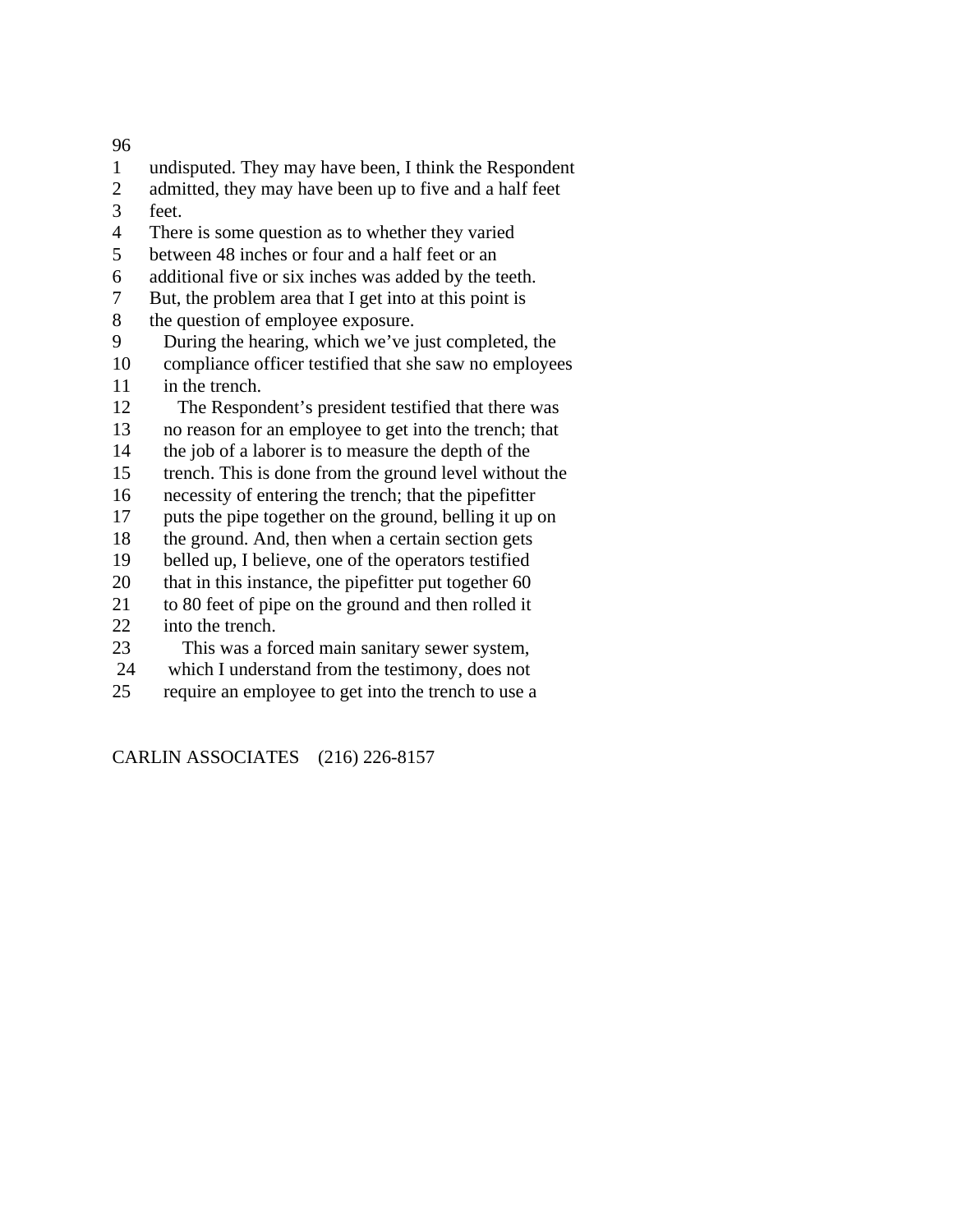undisputed. They may have been, I think the Respondent admitted, they may have been up to five and a half feet feet.

There is some question as to whether they varied between 48 inches or four and a half feet or an additional five or six inches was added by the teeth. But, the problem area that I get into at this point is the question of employee exposure.

During the hearing, which we've just completed, the compliance officer testified that she saw no employees in the trench.

The Respondent's president testified that there was no reason for an employee to get into the trench; that the job of a laborer is to measure the depth of the trench. This is done from the ground level without the necessity of entering the trench; that the pipefitter puts the pipe together on the ground, belling it up on the ground. And, then when a certain section gets belled up, I believe, one of the operators testified that in this instance, the pipefitter put together 60 to 80 feet of pipe on the ground and then rolled it into the trench.

This was a forced main sanitary sewer system, which I understand from the testimony, does not require an employee to get into the trench to use a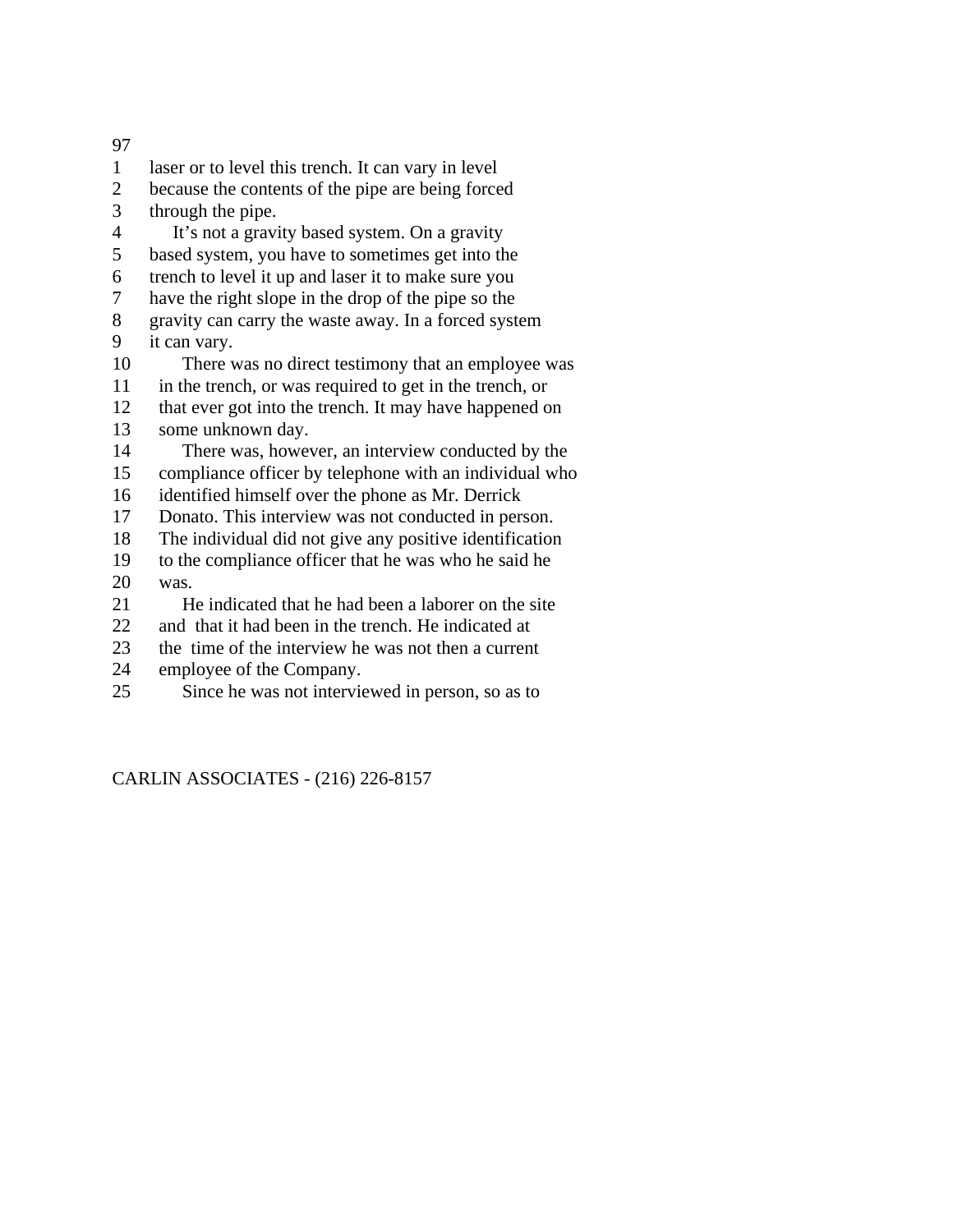laser or to level this trench. It can vary in level because the contents of the pipe are being forced through the pipe.

It's not a gravity based system. On a gravity based system, you have to sometimes get into the trench to level it up and laser it to make sure you have the right slope in the drop of the pipe so the gravity can carry the waste away. In a forced system it can vary.

There was no direct testimony that an employee was in the trench, or was required to get in the trench, or that ever got into the trench. It may have happened on some unknown day.

There was, however, an interview conducted by the compliance officer by telephone with an individual who identified himself over the phone as Mr. Derrick Donato. This interview was not conducted in person. The individual did not give any positive identification to the compliance officer that he was who he said he was.

He indicated that he had been a laborer on the site and that it had been in the trench. He indicated at the time of the interview he was not then a current employee of the Company.

Since he was not interviewed in person, so as to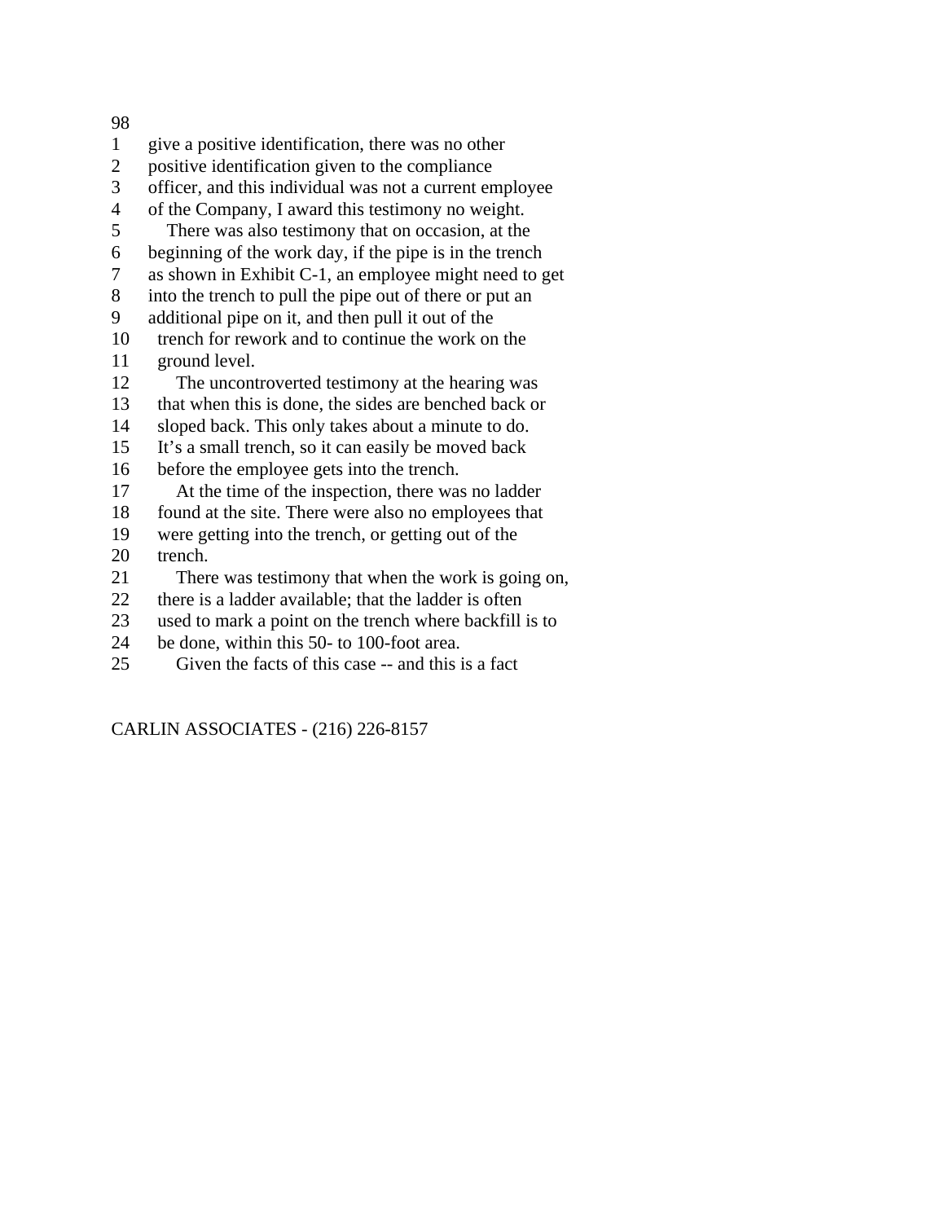give a positive identification, there was no other positive identification given to the compliance officer, and this individual was not a current employee of the Company, I award this testimony no weight.

There was also testimony that on occasion, at the beginning of the work day, if the pipe is in the trench as shown in Exhibit C-1, an employee might need to get into the trench to pull the pipe out of there or put an additional pipe on it, and then pull it out of the trench for rework and to continue the work on the ground level.

The uncontroverted testimony at the hearing was that when this is done, the sides are benched back or sloped back. This only takes about a minute to do. It's a small trench, so it can easily be moved back before the employee gets into the trench.

At the time of the inspection, there was no ladder found at the site. There were also no employees that were getting into the trench, or getting out of the trench.

There was testimony that when the work is going on, there is a ladder available; that the ladder is often used to mark a point on the trench where backfill is to be done, within this 50- to 100-foot area.

Given the facts of this case -- and this is a fact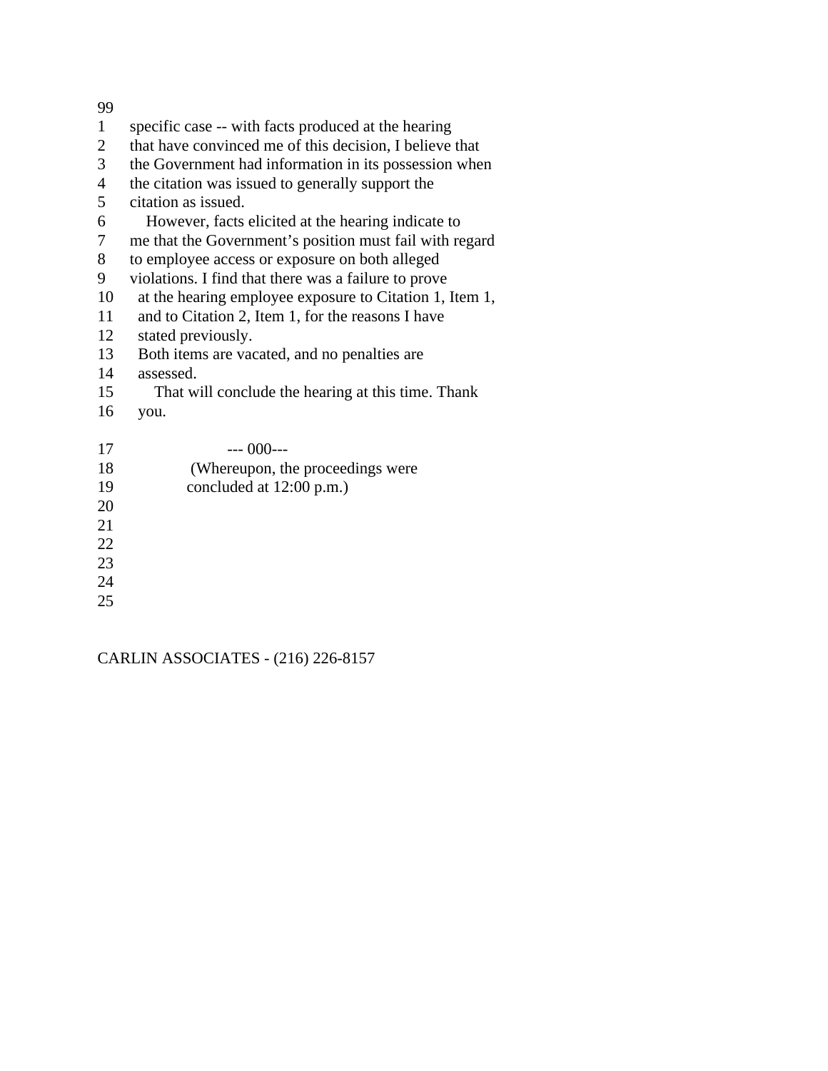specific case -- with facts produced at the hearing that have convinced me of this decision, I believe that the Government had information in its possession when the citation was issued to generally support the citation as issued.

However, facts elicited at the hearing indicate to me that the Government's position must fail with regard to employee access or exposure on both alleged violations. I find that there was a failure to prove at the hearing employee exposure to Citation 1, Item 1, and to Citation 2, Item 1, for the reasons I have stated previously.

Both items are vacated, and no penalties are assessed.

That will conclude the hearing at this time. Thank you.

--- 000---

(Whereupon, the proceedings were concluded at 12:00 p.m.)